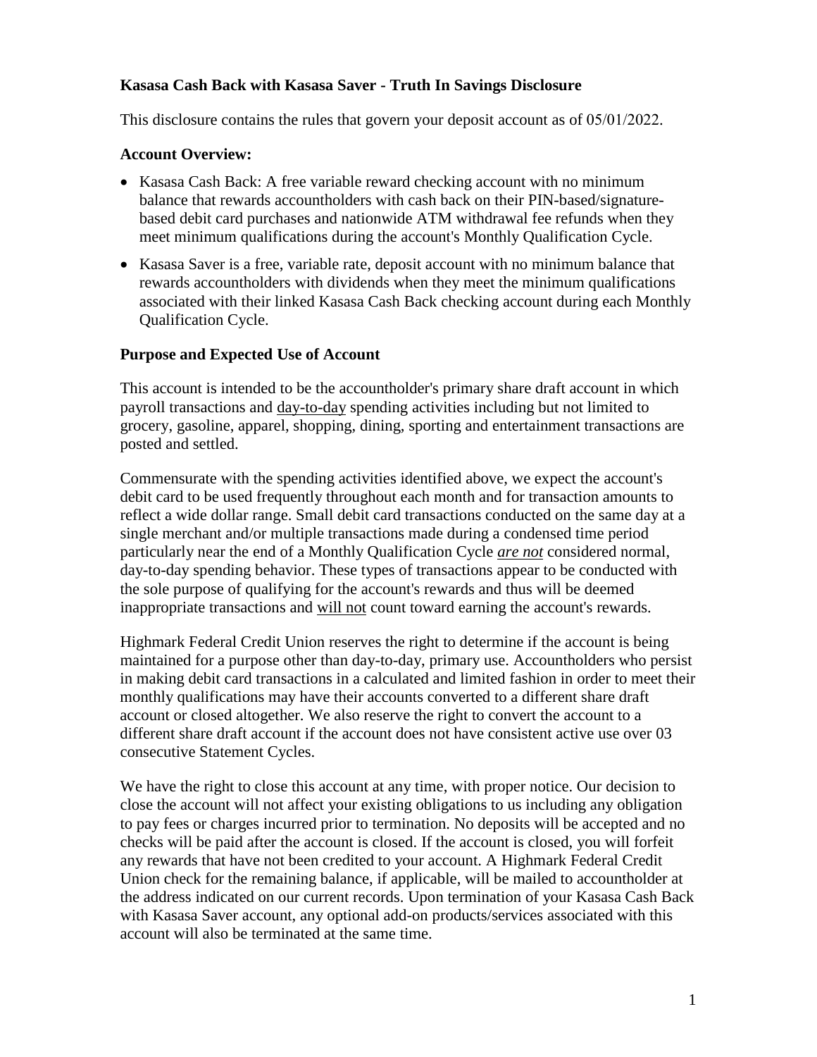**Kasasa Cash Back with Kasasa Saver - Truth In Savings Disclosure**

This disclosure contains the rules that govern your deposit account as of 05/01/2022.

**Account Overview:**

- Kasasa Cash Back: A free variable reward checking account with no minimum balance that rewards accountholders with cash back on their PIN-based/signature-based debit card purchases and nationwide ATM withdrawal fee refunds when they meet minimum qualifications during the account's Monthly Qualification Cycle.
- Kasasa Saver is a free, variable rate, deposit account with no minimum balance that rewards accountholders with dividends when they meet the minimum qualifications associated with their linked Kasasa Cash Back checking account during each Monthly Qualification Cycle.

**Purpose and Expected Use of Account**

This account is intended to be the accountholder's primary share draft account in which payroll transactions and day-to-day spending activities including but not limited to grocery, gasoline, apparel, shopping, dining, sporting and entertainment transactions are posted and settled.

Commensurate with the spending activities identified above, we expect the account's debit card to be used frequently throughout each month and for transaction amounts to reflect a wide dollar range. Small debit card transactions conducted on the same day at a single merchant and/or multiple transactions made during a condensed time period particularly near the end of a Monthly Qualification Cycle ***are not*** considered normal, day-to-day spending behavior. These types of transactions appear to be conducted with the sole purpose of qualifying for the account's rewards and thus will be deemed inappropriate transactions and will not count toward earning the account's rewards.

Highmark Federal Credit Union reserves the right to determine if the account is being maintained for a purpose other than day-to-day, primary use. Accountholders who persist in making debit card transactions in a calculated and limited fashion in order to meet their monthly qualifications may have their accounts converted to a different share draft account or closed altogether. We also reserve the right to convert the account to a different share draft account if the account does not have consistent active use over 03 consecutive Statement Cycles.

We have the right to close this account at any time, with proper notice. Our decision to close the account will not affect your existing obligations to us including any obligation to pay fees or charges incurred prior to termination. No deposits will be accepted and no checks will be paid after the account is closed. If the account is closed, you will forfeit any rewards that have not been credited to your account. A Highmark Federal Credit Union check for the remaining balance, if applicable, will be mailed to accountholder at the address indicated on our current records. Upon termination of your Kasasa Cash Back with Kasasa Saver account, any optional add-on products/services associated with this account will also be terminated at the same time.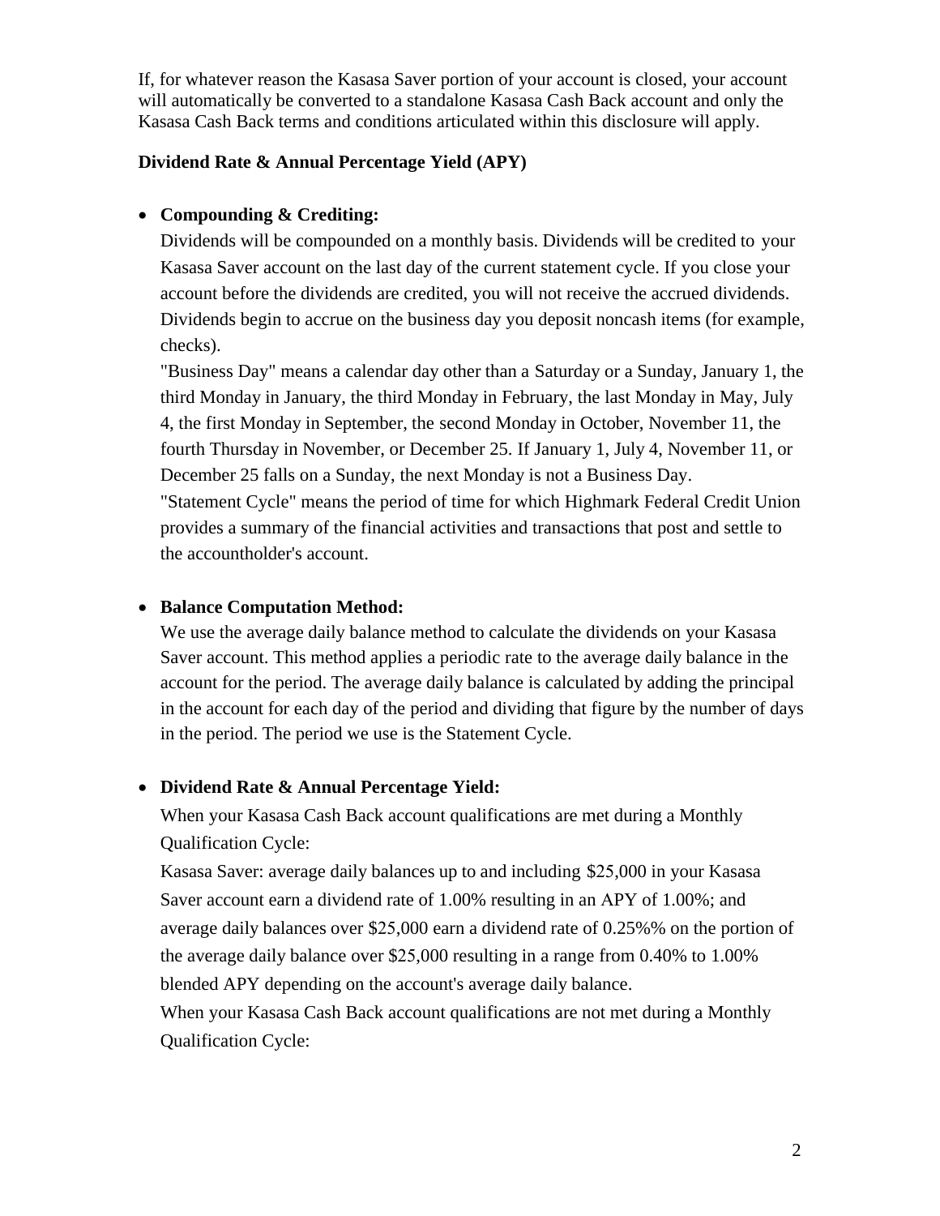If, for whatever reason the Kasasa Saver portion of your account is closed, your account will automatically be converted to a standalone Kasasa Cash Back account and only the Kasasa Cash Back terms and conditions articulated within this disclosure will apply.

**Dividend Rate & Annual Percentage Yield (APY)**

- **Compounding & Crediting:**
  Dividends will be compounded on a monthly basis. Dividends will be credited to your Kasasa Saver account on the last day of the current statement cycle. If you close your account before the dividends are credited, you will not receive the accrued dividends. Dividends begin to accrue on the business day you deposit noncash items (for example, checks).
  "Business Day" means a calendar day other than a Saturday or a Sunday, January 1, the third Monday in January, the third Monday in February, the last Monday in May, July 4, the first Monday in September, the second Monday in October, November 11, the fourth Thursday in November, or December 25. If January 1, July 4, November 11, or December 25 falls on a Sunday, the next Monday is not a Business Day.
  "Statement Cycle" means the period of time for which Highmark Federal Credit Union provides a summary of the financial activities and transactions that post and settle to the accountholder's account.

- **Balance Computation Method:**
  We use the average daily balance method to calculate the dividends on your Kasasa Saver account. This method applies a periodic rate to the average daily balance in the account for the period. The average daily balance is calculated by adding the principal in the account for each day of the period and dividing that figure by the number of days in the period. The period we use is the Statement Cycle.

- **Dividend Rate & Annual Percentage Yield:**
  When your Kasasa Cash Back account qualifications are met during a Monthly Qualification Cycle:
  Kasasa Saver: average daily balances up to and including $25,000 in your Kasasa Saver account earn a dividend rate of 1.00% resulting in an APY of 1.00%; and average daily balances over $25,000 earn a dividend rate of 0.25%% on the portion of the average daily balance over $25,000 resulting in a range from 0.40% to 1.00% blended APY depending on the account's average daily balance.
  When your Kasasa Cash Back account qualifications are not met during a Monthly Qualification Cycle: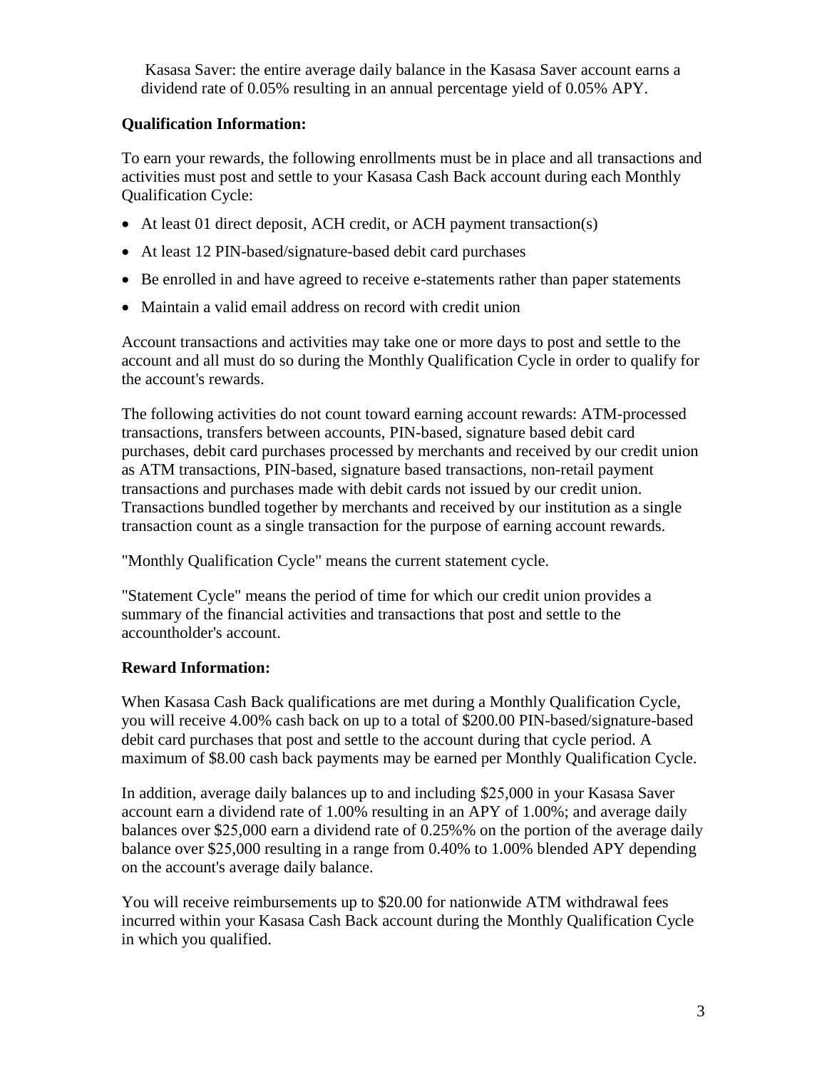Kasasa Saver: the entire average daily balance in the Kasasa Saver account earns a dividend rate of 0.05% resulting in an annual percentage yield of 0.05% APY.

**Qualification Information:**

To earn your rewards, the following enrollments must be in place and all transactions and activities must post and settle to your Kasasa Cash Back account during each Monthly Qualification Cycle:

- At least 01 direct deposit, ACH credit, or ACH payment transaction(s)
- At least 12 PIN-based/signature-based debit card purchases
- Be enrolled in and have agreed to receive e-statements rather than paper statements
- Maintain a valid email address on record with credit union

Account transactions and activities may take one or more days to post and settle to the account and all must do so during the Monthly Qualification Cycle in order to qualify for the account's rewards.

The following activities do not count toward earning account rewards: ATM-processed transactions, transfers between accounts, PIN-based, signature based debit card purchases, debit card purchases processed by merchants and received by our credit union as ATM transactions, PIN-based, signature based transactions, non-retail payment transactions and purchases made with debit cards not issued by our credit union. Transactions bundled together by merchants and received by our institution as a single transaction count as a single transaction for the purpose of earning account rewards.

"Monthly Qualification Cycle" means the current statement cycle.

"Statement Cycle" means the period of time for which our credit union provides a summary of the financial activities and transactions that post and settle to the accountholder's account.

**Reward Information:**

When Kasasa Cash Back qualifications are met during a Monthly Qualification Cycle, you will receive 4.00% cash back on up to a total of $200.00 PIN-based/signature-based debit card purchases that post and settle to the account during that cycle period. A maximum of $8.00 cash back payments may be earned per Monthly Qualification Cycle.

In addition, average daily balances up to and including $25,000 in your Kasasa Saver account earn a dividend rate of 1.00% resulting in an APY of 1.00%; and average daily balances over $25,000 earn a dividend rate of 0.25%% on the portion of the average daily balance over $25,000 resulting in a range from 0.40% to 1.00% blended APY depending on the account's average daily balance.

You will receive reimbursements up to $20.00 for nationwide ATM withdrawal fees incurred within your Kasasa Cash Back account during the Monthly Qualification Cycle in which you qualified.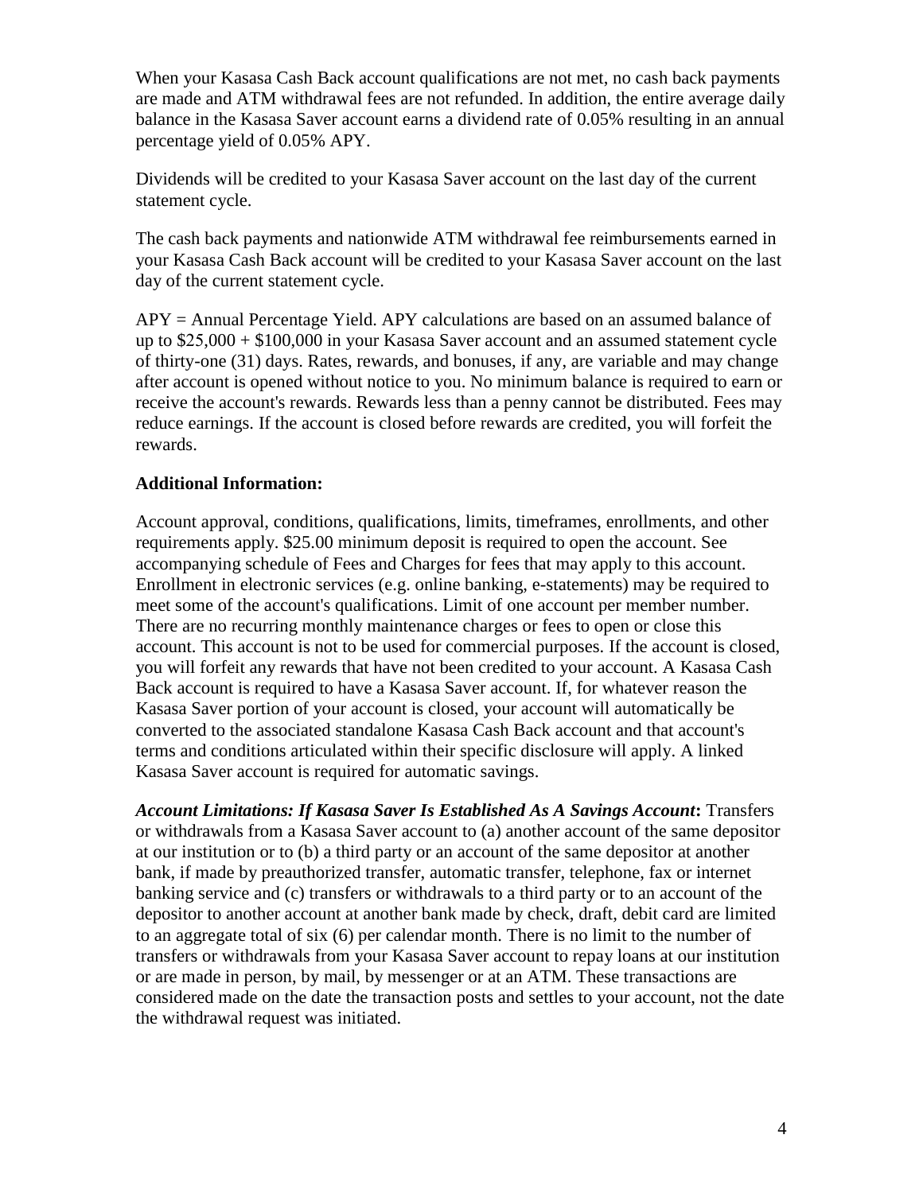When your Kasasa Cash Back account qualifications are not met, no cash back payments are made and ATM withdrawal fees are not refunded. In addition, the entire average daily balance in the Kasasa Saver account earns a dividend rate of 0.05% resulting in an annual percentage yield of 0.05% APY.

Dividends will be credited to your Kasasa Saver account on the last day of the current statement cycle.

The cash back payments and nationwide ATM withdrawal fee reimbursements earned in your Kasasa Cash Back account will be credited to your Kasasa Saver account on the last day of the current statement cycle.

APY = Annual Percentage Yield. APY calculations are based on an assumed balance of up to $25,000 + $100,000 in your Kasasa Saver account and an assumed statement cycle of thirty-one (31) days. Rates, rewards, and bonuses, if any, are variable and may change after account is opened without notice to you. No minimum balance is required to earn or receive the account's rewards. Rewards less than a penny cannot be distributed. Fees may reduce earnings. If the account is closed before rewards are credited, you will forfeit the rewards.

**Additional Information:**

Account approval, conditions, qualifications, limits, timeframes, enrollments, and other requirements apply. $25.00 minimum deposit is required to open the account. See accompanying schedule of Fees and Charges for fees that may apply to this account. Enrollment in electronic services (e.g. online banking, e-statements) may be required to meet some of the account's qualifications. Limit of one account per member number. There are no recurring monthly maintenance charges or fees to open or close this account. This account is not to be used for commercial purposes. If the account is closed, you will forfeit any rewards that have not been credited to your account. A Kasasa Cash Back account is required to have a Kasasa Saver account. If, for whatever reason the Kasasa Saver portion of your account is closed, your account will automatically be converted to the associated standalone Kasasa Cash Back account and that account's terms and conditions articulated within their specific disclosure will apply. A linked Kasasa Saver account is required for automatic savings.

***Account Limitations: If Kasasa Saver Is Established As A Savings Account*:** Transfers or withdrawals from a Kasasa Saver account to (a) another account of the same depositor at our institution or to (b) a third party or an account of the same depositor at another bank, if made by preauthorized transfer, automatic transfer, telephone, fax or internet banking service and (c) transfers or withdrawals to a third party or to an account of the depositor to another account at another bank made by check, draft, debit card are limited to an aggregate total of six (6) per calendar month. There is no limit to the number of transfers or withdrawals from your Kasasa Saver account to repay loans at our institution or are made in person, by mail, by messenger or at an ATM. These transactions are considered made on the date the transaction posts and settles to your account, not the date the withdrawal request was initiated.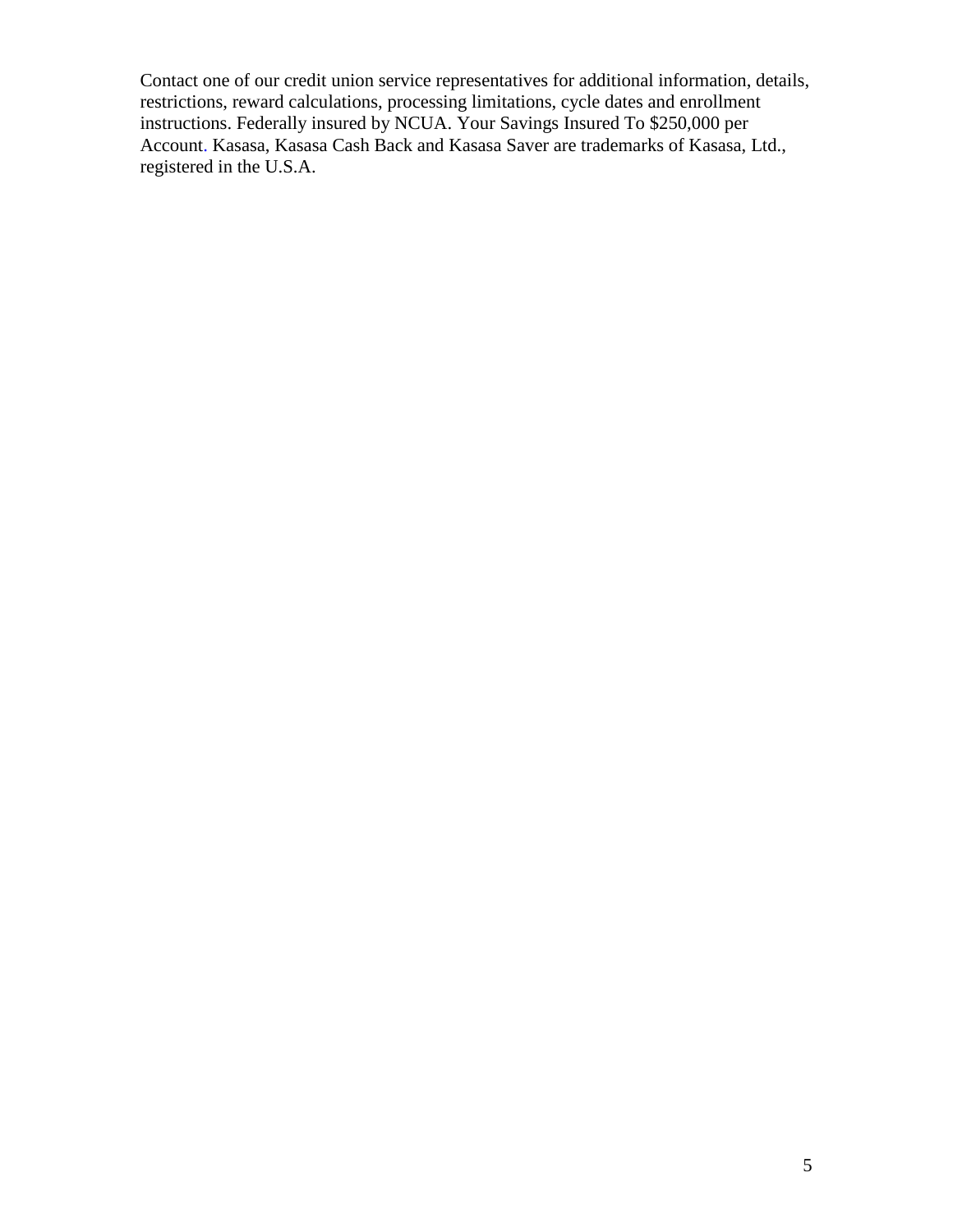Contact one of our credit union service representatives for additional information, details, restrictions, reward calculations, processing limitations, cycle dates and enrollment instructions. Federally insured by NCUA. Your Savings Insured To $250,000 per Account. Kasasa, Kasasa Cash Back and Kasasa Saver are trademarks of Kasasa, Ltd., registered in the U.S.A.